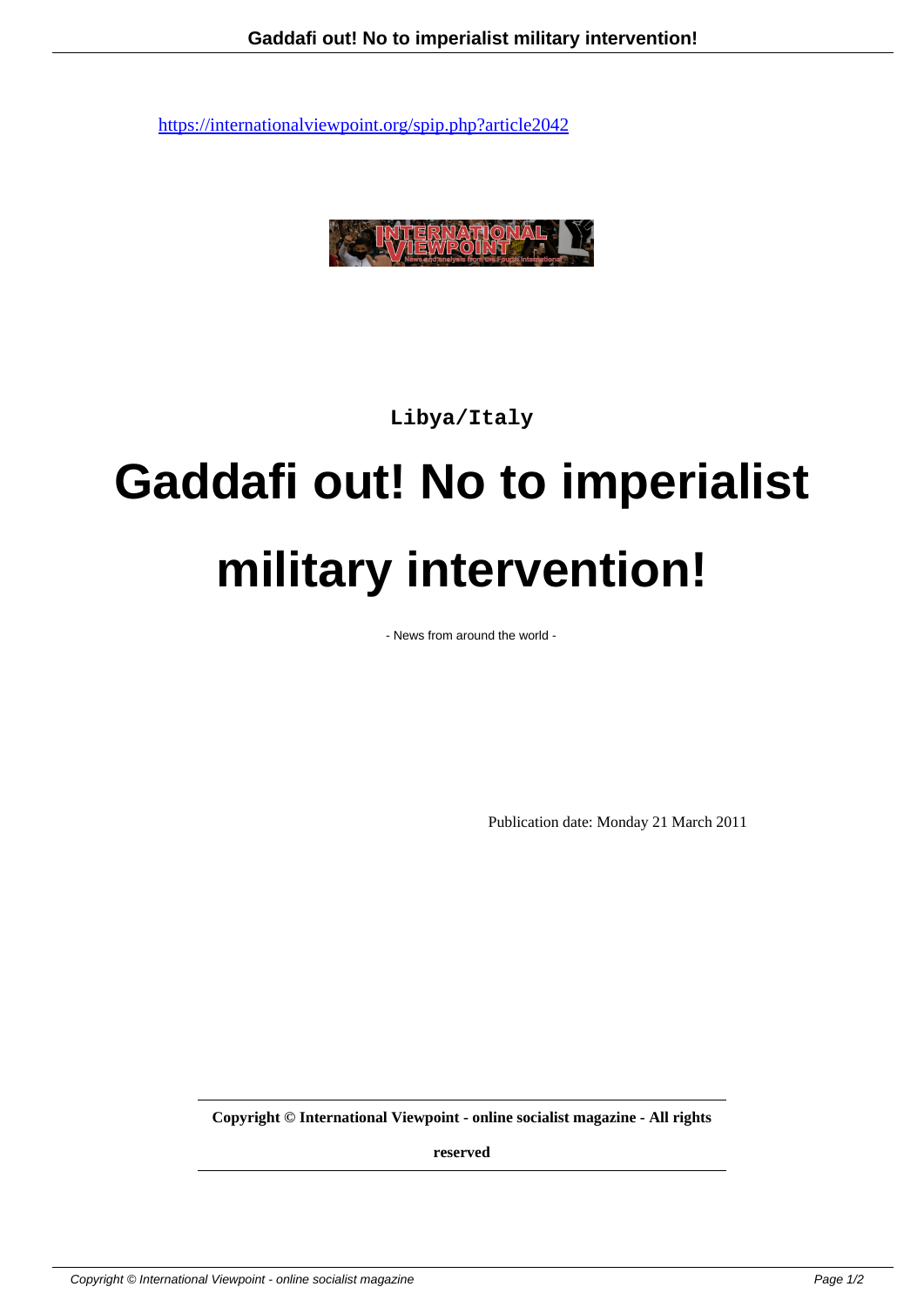https://internationalviewpoint.org/spip.php?article2042

Libya/Italy

# Gaddafi out! No to imperialist military intervention!

- News from around the world -

Publication date: Monday 21 March 2011

**Copyright © International Viewpoint - online socialist magazine - All rights reserved**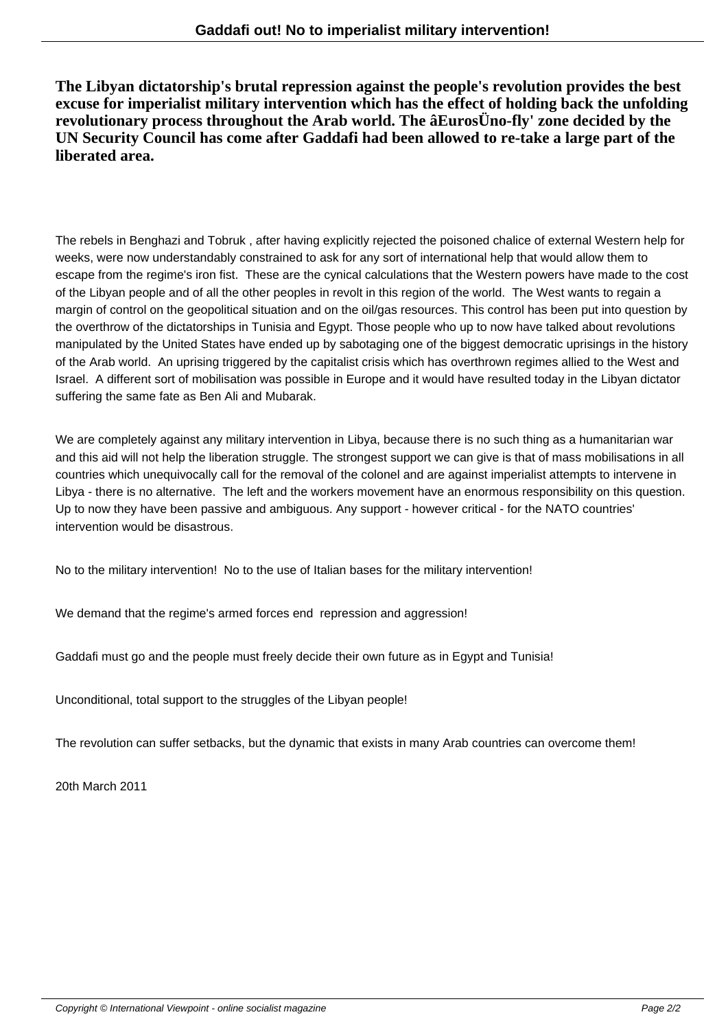**The Libyan dictatorship's brutal repression against the people's revolution provides the best excuse for imperialist military intervention which has the effect of holding back the unfolding revolutionary process throughout the Arab world. The âEurosÜno-fly' zone decided by the UN Security Council has come after Gaddafi had been allowed to re-take a large part of the liberated area.**

The rebels in Benghazi and Tobruk , after having explicitly rejected the poisoned chalice of external Western help for weeks, were now understandably constrained to ask for any sort of international help that would allow them to escape from the regime's iron fist. These are the cynical calculations that the Western powers have made to the cost of the Libyan people and of all the other peoples in revolt in this region of the world. The West wants to regain a margin of control on the geopolitical situation and on the oil/gas resources. This control has been put into question by the overthrow of the dictatorships in Tunisia and Egypt. Those people who up to now have talked about revolutions manipulated by the United States have ended up by sabotaging one of the biggest democratic uprisings in the history of the Arab world. An uprising triggered by the capitalist crisis which has overthrown regimes allied to the West and Israel. A different sort of mobilisation was possible in Europe and it would have resulted today in the Libyan dictator suffering the same fate as Ben Ali and Mubarak.

We are completely against any military intervention in Libya, because there is no such thing as a humanitarian war and this aid will not help the liberation struggle. The strongest support we can give is that of mass mobilisations in all countries which unequivocally call for the removal of the colonel and are against imperialist attempts to intervene in Libya - there is no alternative. The left and the workers movement have an enormous responsibility on this question. Up to now they have been passive and ambiguous. Any support - however critical - for the NATO countries' intervention would be disastrous.

No to the military intervention! No to the use of Italian bases for the military intervention!

We demand that the regime's armed forces end repression and aggression!

Gaddafi must go and the people must freely decide their own future as in Egypt and Tunisia!

Unconditional, total support to the struggles of the Libyan people!

The revolution can suffer setbacks, but the dynamic that exists in many Arab countries can overcome them!

20th March 2011